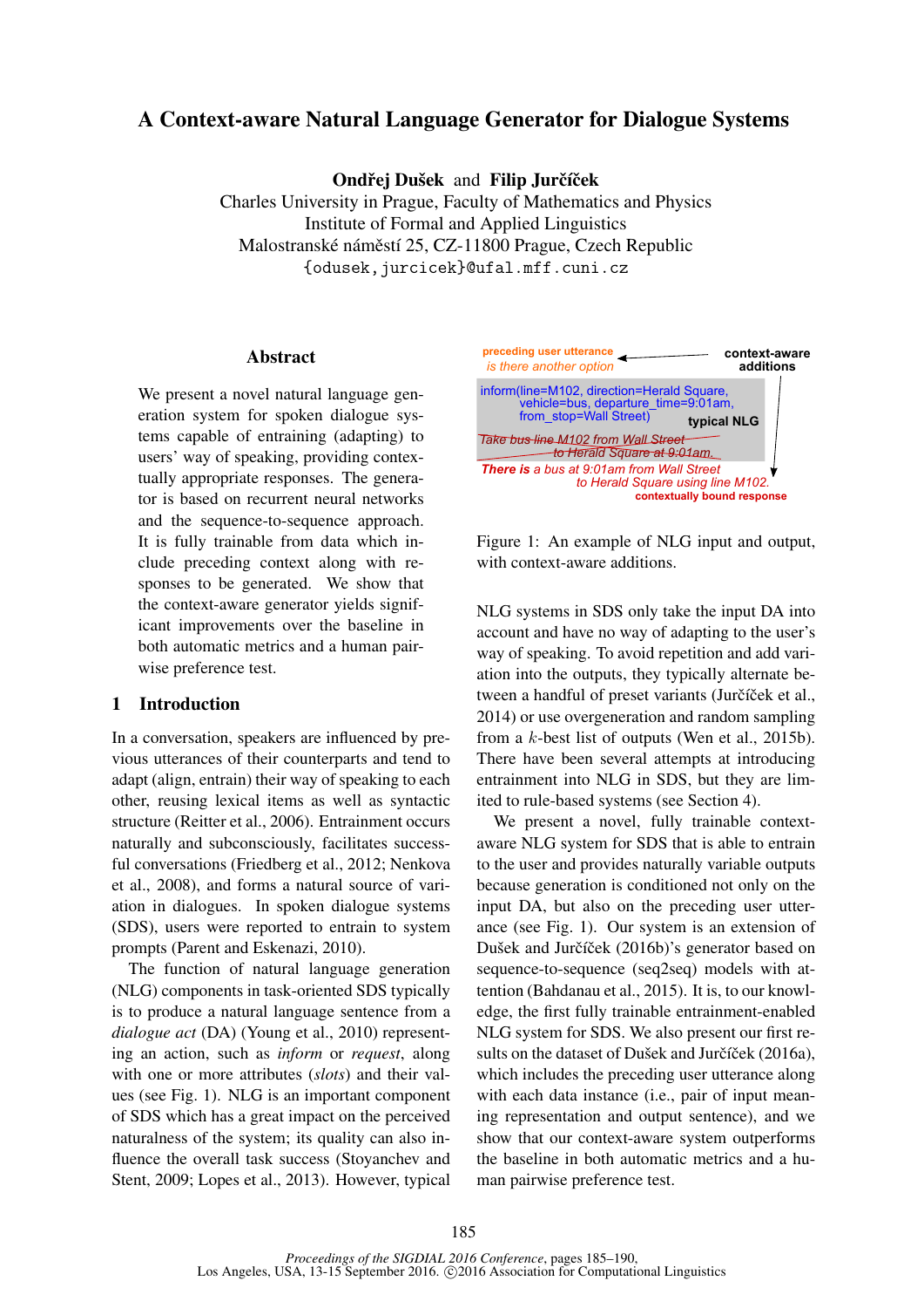# A Context-aware Natural Language Generator for Dialogue Systems

**Ondřej Dušek** and **Filip Jurčíček**
Charles University in Prague, Faculty of Mathematics and Physics
Institute of Formal and Applied Linguistics
Malostranské náměstí 25, CZ-11800 Prague, Czech Republic
{odusek,jurcicek}@ufal.mff.cuni.cz

## Abstract

We present a novel natural language generation system for spoken dialogue systems capable of entraining (adapting) to users' way of speaking, providing contextually appropriate responses. The generator is based on recurrent neural networks and the sequence-to-sequence approach. It is fully trainable from data which include preceding context along with responses to be generated. We show that the context-aware generator yields significant improvements over the baseline in both automatic metrics and a human pairwise preference test.

## 1 Introduction

In a conversation, speakers are influenced by previous utterances of their counterparts and tend to adapt (align, entrain) their way of speaking to each other, reusing lexical items as well as syntactic structure (Reitter et al., 2006). Entrainment occurs naturally and subconsciously, facilitates successful conversations (Friedberg et al., 2012; Nenkova et al., 2008), and forms a natural source of variation in dialogues. In spoken dialogue systems (SDS), users were reported to entrain to system prompts (Parent and Eskenazi, 2010).

The function of natural language generation (NLG) components in task-oriented SDS typically is to produce a natural language sentence from a *dialogue act* (DA) (Young et al., 2010) representing an action, such as *inform* or *request*, along with one or more attributes (*slots*) and their values (see Fig. 1). NLG is an important component of SDS which has a great impact on the perceived naturalness of the system; its quality can also influence the overall task success (Stoyanchev and Stent, 2009; Lopes et al., 2013). However, typical

preceding user utterance
*is there another option*

context-aware additions

inform(line=M102, direction=Herald Square, vehicle=bus, departure_time=9:01am, from_stop=Wall Street)

**typical NLG**

~~*Take bus line M102 from Wall Street to Herald Square at 9:01am.*~~

***There is** a bus at 9:01am from Wall Street to Herald Square using line M102.*

**contextually bound response**

Figure 1: An example of NLG input and output, with context-aware additions.

NLG systems in SDS only take the input DA into account and have no way of adapting to the user's way of speaking. To avoid repetition and add variation into the outputs, they typically alternate between a handful of preset variants (Jurčíček et al., 2014) or use overgeneration and random sampling from a $k$-best list of outputs (Wen et al., 2015b). There have been several attempts at introducing entrainment into NLG in SDS, but they are limited to rule-based systems (see Section 4).

We present a novel, fully trainable context-aware NLG system for SDS that is able to entrain to the user and provides naturally variable outputs because generation is conditioned not only on the input DA, but also on the preceding user utterance (see Fig. 1). Our system is an extension of Dušek and Jurčíček (2016b)'s generator based on sequence-to-sequence (seq2seq) models with attention (Bahdanau et al., 2015). It is, to our knowledge, the first fully trainable entrainment-enabled NLG system for SDS. We also present our first results on the dataset of Dušek and Jurčíček (2016a), which includes the preceding user utterance along with each data instance (i.e., pair of input meaning representation and output sentence), and we show that our context-aware system outperforms the baseline in both automatic metrics and a human pairwise preference test.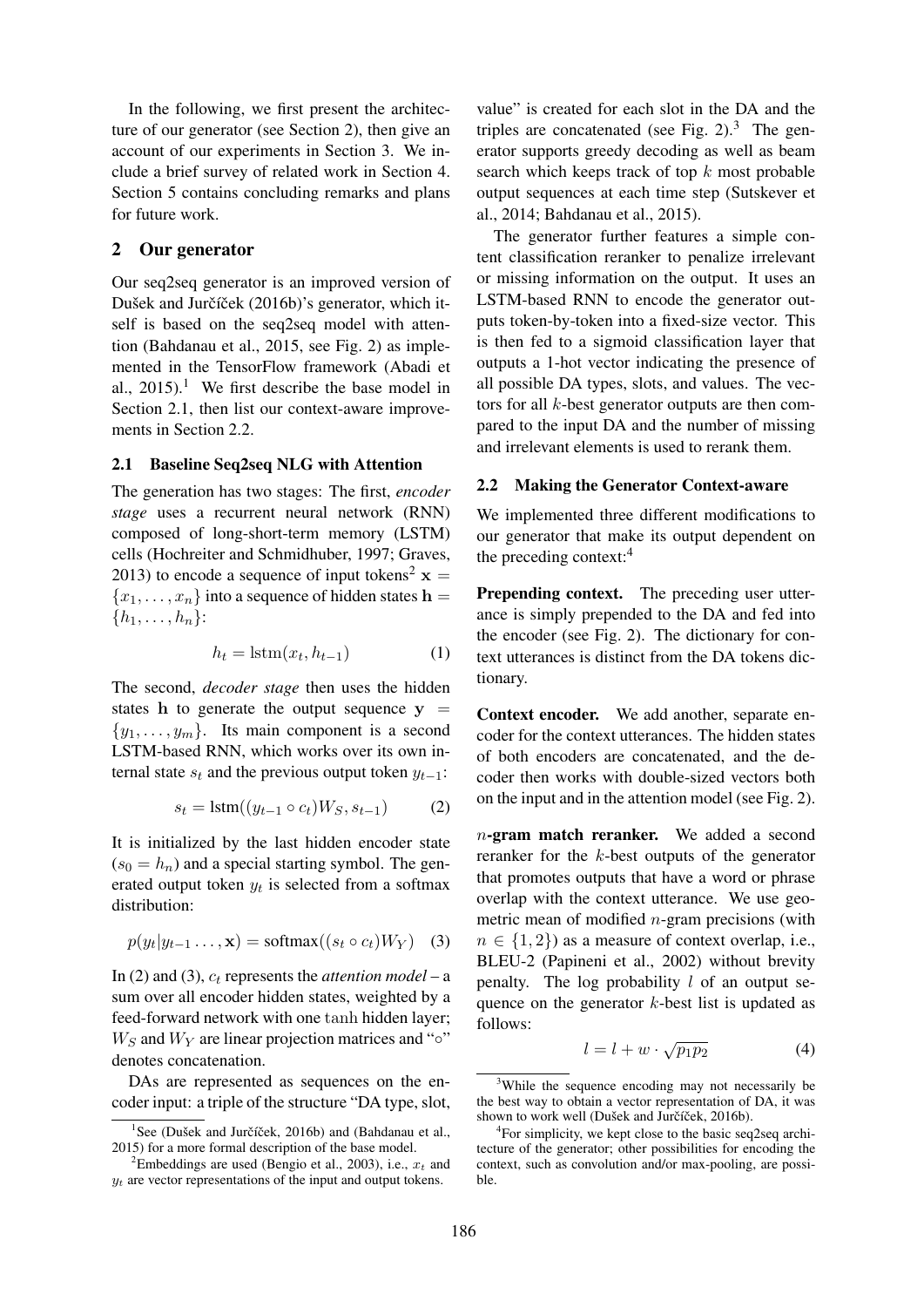In the following, we first present the architecture of our generator (see Section 2), then give an account of our experiments in Section 3. We include a brief survey of related work in Section 4. Section 5 contains concluding remarks and plans for future work.

## 2 Our generator

Our seq2seq generator is an improved version of Dušek and Jurčíček (2016b)'s generator, which itself is based on the seq2seq model with attention (Bahdanau et al., 2015, see Fig. 2) as implemented in the TensorFlow framework (Abadi et al., 2015).[1] We first describe the base model in Section 2.1, then list our context-aware improvements in Section 2.2.

### 2.1 Baseline Seq2seq NLG with Attention

The generation has two stages: The first, *encoder stage* uses a recurrent neural network (RNN) composed of long-short-term memory (LSTM) cells (Hochreiter and Schmidhuber, 1997; Graves, 2013) to encode a sequence of input tokens[2] $\mathbf{x} = \{x_1, \ldots, x_n\}$ into a sequence of hidden states $\mathbf{h} = \{h_1, \ldots, h_n\}$:

$$h_t = \mathrm{lstm}(x_t, h_{t-1}) \tag{1}$$

The second, *decoder stage* then uses the hidden states $\mathbf{h}$ to generate the output sequence $\mathbf{y} = \{y_1, \ldots, y_m\}$. Its main component is a second LSTM-based RNN, which works over its own internal state $s_t$ and the previous output token $y_{t-1}$:

$$s_t = \mathrm{lstm}((y_{t-1} \circ c_t)W_S, s_{t-1}) \tag{2}$$

It is initialized by the last hidden encoder state ($s_0 = h_n$) and a special starting symbol. The generated output token $y_t$ is selected from a softmax distribution:

$$p(y_t | y_{t-1} \ldots, \mathbf{x}) = \mathrm{softmax}((s_t \circ c_t)W_Y) \tag{3}$$

In (2) and (3), $c_t$ represents the *attention model* – a sum over all encoder hidden states, weighted by a feed-forward network with one $\tanh$ hidden layer; $W_S$ and $W_Y$ are linear projection matrices and "$\circ$" denotes concatenation.

DAs are represented as sequences on the encoder input: a triple of the structure "DA type, slot, value" is created for each slot in the DA and the triples are concatenated (see Fig. 2).[3] The generator supports greedy decoding as well as beam search which keeps track of top $k$ most probable output sequences at each time step (Sutskever et al., 2014; Bahdanau et al., 2015).

The generator further features a simple content classification reranker to penalize irrelevant or missing information on the output. It uses an LSTM-based RNN to encode the generator outputs token-by-token into a fixed-size vector. This is then fed to a sigmoid classification layer that outputs a 1-hot vector indicating the presence of all possible DA types, slots, and values. The vectors for all $k$-best generator outputs are then compared to the input DA and the number of missing and irrelevant elements is used to rerank them.

### 2.2 Making the Generator Context-aware

We implemented three different modifications to our generator that make its output dependent on the preceding context:[4]

**Prepending context.** The preceding user utterance is simply prepended to the DA and fed into the encoder (see Fig. 2). The dictionary for context utterances is distinct from the DA tokens dictionary.

**Context encoder.** We add another, separate encoder for the context utterances. The hidden states of both encoders are concatenated, and the decoder then works with double-sized vectors both on the input and in the attention model (see Fig. 2).

**$n$-gram match reranker.** We added a second reranker for the $k$-best outputs of the generator that promotes outputs that have a word or phrase overlap with the context utterance. We use geometric mean of modified $n$-gram precisions (with $n \in \{1, 2\}$) as a measure of context overlap, i.e., BLEU-2 (Papineni et al., 2002) without brevity penalty. The log probability $l$ of an output sequence on the generator $k$-best list is updated as follows:

$$l = l + w \cdot \sqrt{p_1 p_2} \tag{4}$$

[1] See (Dušek and Jurčíček, 2016b) and (Bahdanau et al., 2015) for a more formal description of the base model.

[2] Embeddings are used (Bengio et al., 2003), i.e., $x_t$ and $y_t$ are vector representations of the input and output tokens.

[3] While the sequence encoding may not necessarily be the best way to obtain a vector representation of DA, it was shown to work well (Dušek and Jurčíček, 2016b).

[4] For simplicity, we kept close to the basic seq2seq architecture of the generator; other possibilities for encoding the context, such as convolution and/or max-pooling, are possible.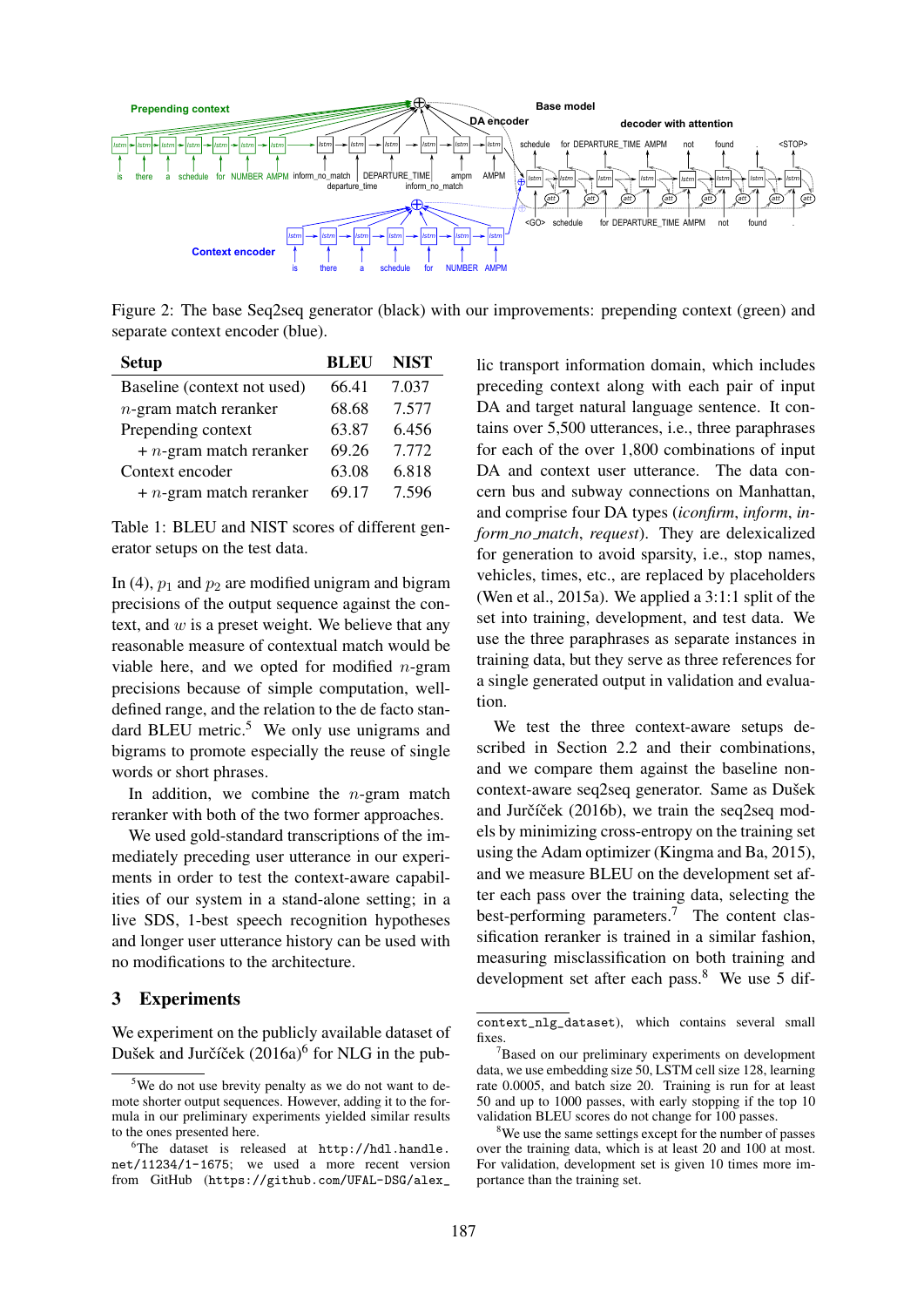Figure 2: The base Seq2seq generator (black) with our improvements: prepending context (green) and separate context encoder (blue).

| Setup | BLEU | NIST |
|---|---|---|
| Baseline (context not used) | 66.41 | 7.037 |
| $n$-gram match reranker | 68.68 | 7.577 |
| Prepending context | 63.87 | 6.456 |
| + $n$-gram match reranker | 69.26 | 7.772 |
| Context encoder | 63.08 | 6.818 |
| + $n$-gram match reranker | 69.17 | 7.596 |

Table 1: BLEU and NIST scores of different generator setups on the test data.

In (4), $p_1$ and $p_2$ are modified unigram and bigram precisions of the output sequence against the context, and $w$ is a preset weight. We believe that any reasonable measure of contextual match would be viable here, and we opted for modified $n$-gram precisions because of simple computation, well-defined range, and the relation to the de facto standard BLEU metric.[5] We only use unigrams and bigrams to promote especially the reuse of single words or short phrases.

In addition, we combine the $n$-gram match reranker with both of the two former approaches.

We used gold-standard transcriptions of the immediately preceding user utterance in our experiments in order to test the context-aware capabilities of our system in a stand-alone setting; in a live SDS, 1-best speech recognition hypotheses and longer user utterance history can be used with no modifications to the architecture.

## 3 Experiments

We experiment on the publicly available dataset of Dušek and Jurčíček (2016a)[6] for NLG in the public transport information domain, which includes preceding context along with each pair of input DA and target natural language sentence. It contains over 5,500 utterances, i.e., three paraphrases for each of the over 1,800 combinations of input DA and context user utterance. The data concern bus and subway connections on Manhattan, and comprise four DA types (*iconfirm*, *inform*, *inform_no_match*, *request*). They are delexicalized for generation to avoid sparsity, i.e., stop names, vehicles, times, etc., are replaced by placeholders (Wen et al., 2015a). We applied a 3:1:1 split of the set into training, development, and test data. We use the three paraphrases as separate instances in training data, but they serve as three references for a single generated output in validation and evaluation.

We test the three context-aware setups described in Section 2.2 and their combinations, and we compare them against the baseline non-context-aware seq2seq generator. Same as Dušek and Jurčíček (2016b), we train the seq2seq models by minimizing cross-entropy on the training set using the Adam optimizer (Kingma and Ba, 2015), and we measure BLEU on the development set after each pass over the training data, selecting the best-performing parameters.[7] The content classification reranker is trained in a similar fashion, measuring misclassification on both training and development set after each pass.[8] We use 5 dif-

[5] We do not use brevity penalty as we do not want to demote shorter output sequences. However, adding it to the formula in our preliminary experiments yielded similar results to the ones presented here.

[6] The dataset is released at `http://hdl.handle.net/11234/1-1675`; we used a more recent version from GitHub (`https://github.com/UFAL-DSG/alex_context_nlg_dataset`), which contains several small fixes.

[7] Based on our preliminary experiments on development data, we use embedding size 50, LSTM cell size 128, learning rate 0.0005, and batch size 20. Training is run for at least 50 and up to 1000 passes, with early stopping if the top 10 validation BLEU scores do not change for 100 passes.

[8] We use the same settings except for the number of passes over the training data, which is at least 20 and 100 at most. For validation, development set is given 10 times more importance than the training set.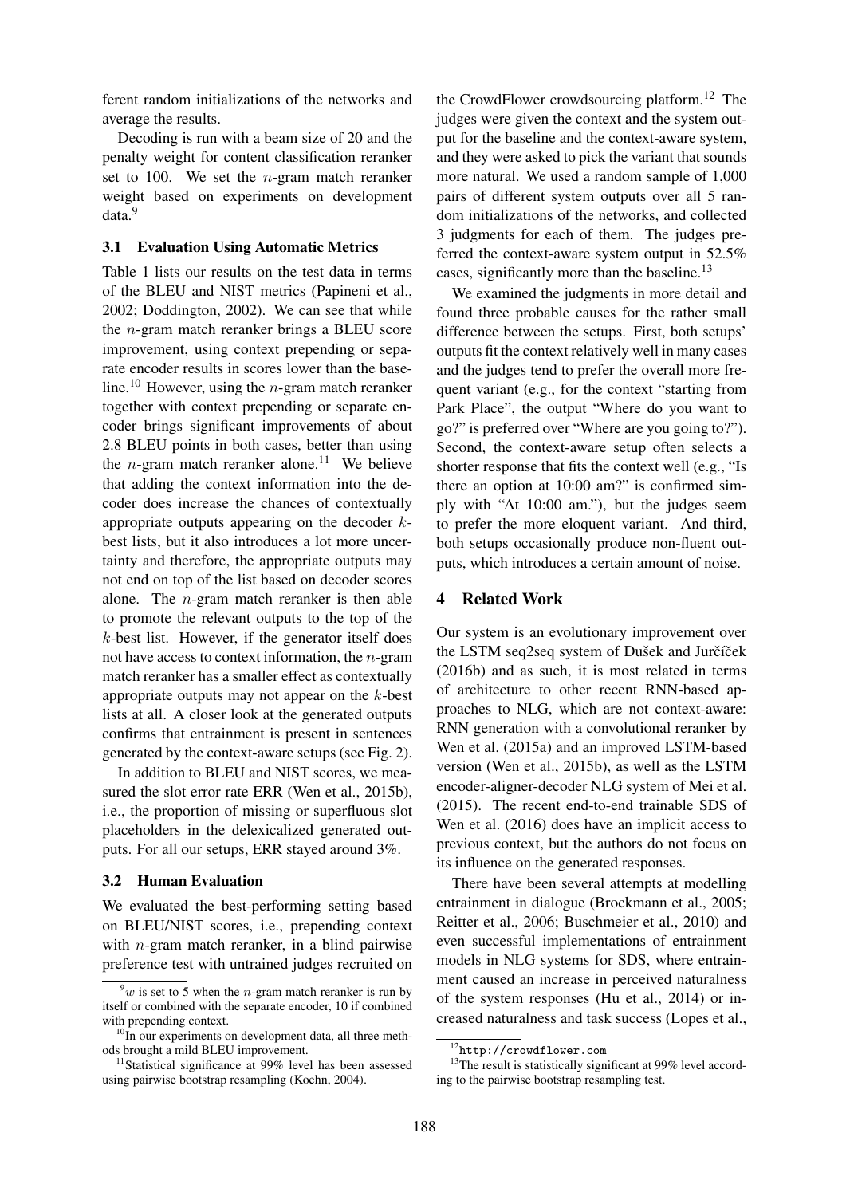ferent random initializations of the networks and average the results.

Decoding is run with a beam size of 20 and the penalty weight for content classification reranker set to 100. We set the $n$-gram match reranker weight based on experiments on development data.[9]

### 3.1 Evaluation Using Automatic Metrics

Table 1 lists our results on the test data in terms of the BLEU and NIST metrics (Papineni et al., 2002; Doddington, 2002). We can see that while the $n$-gram match reranker brings a BLEU score improvement, using context prepending or separate encoder results in scores lower than the baseline.[10] However, using the $n$-gram match reranker together with context prepending or separate encoder brings significant improvements of about 2.8 BLEU points in both cases, better than using the $n$-gram match reranker alone.[11] We believe that adding the context information into the decoder does increase the chances of contextually appropriate outputs appearing on the decoder $k$-best lists, but it also introduces a lot more uncertainty and therefore, the appropriate outputs may not end on top of the list based on decoder scores alone. The $n$-gram match reranker is then able to promote the relevant outputs to the top of the $k$-best list. However, if the generator itself does not have access to context information, the $n$-gram match reranker has a smaller effect as contextually appropriate outputs may not appear on the $k$-best lists at all. A closer look at the generated outputs confirms that entrainment is present in sentences generated by the context-aware setups (see Fig. 2).

In addition to BLEU and NIST scores, we measured the slot error rate ERR (Wen et al., 2015b), i.e., the proportion of missing or superfluous slot placeholders in the delexicalized generated outputs. For all our setups, ERR stayed around 3%.

### 3.2 Human Evaluation

We evaluated the best-performing setting based on BLEU/NIST scores, i.e., prepending context with $n$-gram match reranker, in a blind pairwise preference test with untrained judges recruited on the CrowdFlower crowdsourcing platform.[12] The judges were given the context and the system output for the baseline and the context-aware system, and they were asked to pick the variant that sounds more natural. We used a random sample of 1,000 pairs of different system outputs over all 5 random initializations of the networks, and collected 3 judgments for each of them. The judges preferred the context-aware system output in 52.5% cases, significantly more than the baseline.[13]

We examined the judgments in more detail and found three probable causes for the rather small difference between the setups. First, both setups' outputs fit the context relatively well in many cases and the judges tend to prefer the overall more frequent variant (e.g., for the context "starting from Park Place", the output "Where do you want to go?" is preferred over "Where are you going to?"). Second, the context-aware setup often selects a shorter response that fits the context well (e.g., "Is there an option at 10:00 am?" is confirmed simply with "At 10:00 am."), but the judges seem to prefer the more eloquent variant. And third, both setups occasionally produce non-fluent outputs, which introduces a certain amount of noise.

## 4 Related Work

Our system is an evolutionary improvement over the LSTM seq2seq system of Dušek and Jurčíček (2016b) and as such, it is most related in terms of architecture to other recent RNN-based approaches to NLG, which are not context-aware: RNN generation with a convolutional reranker by Wen et al. (2015a) and an improved LSTM-based version (Wen et al., 2015b), as well as the LSTM encoder-aligner-decoder NLG system of Mei et al. (2015). The recent end-to-end trainable SDS of Wen et al. (2016) does have an implicit access to previous context, but the authors do not focus on its influence on the generated responses.

There have been several attempts at modelling entrainment in dialogue (Brockmann et al., 2005; Reitter et al., 2006; Buschmeier et al., 2010) and even successful implementations of entrainment models in NLG systems for SDS, where entrainment caused an increase in perceived naturalness of the system responses (Hu et al., 2014) or increased naturalness and task success (Lopes et al.,

---

[9] $w$ is set to 5 when the $n$-gram match reranker is run by itself or combined with the separate encoder, 10 if combined with prepending context.

[10] In our experiments on development data, all three methods brought a mild BLEU improvement.

[11] Statistical significance at 99% level has been assessed using pairwise bootstrap resampling (Koehn, 2004).

[12] http://crowdflower.com

[13] The result is statistically significant at 99% level according to the pairwise bootstrap resampling test.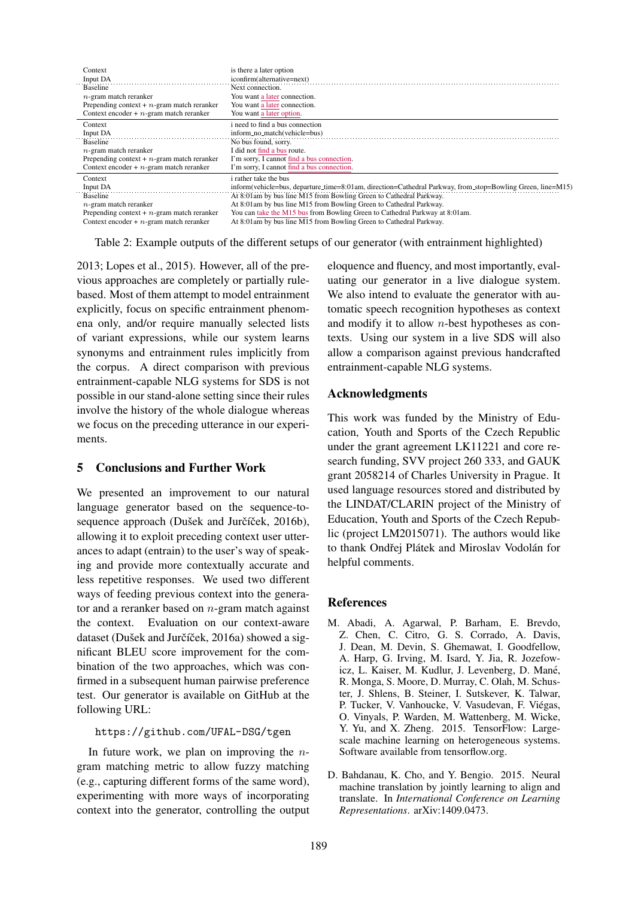| | |
|---|---|
| Context | is there a later option |
| Input DA | iconfirm(alternative=next) |
| Baseline | Next connection. |
| $n$-gram match reranker | You want a later connection. |
| Prepending context + $n$-gram match reranker | You want a later connection. |
| Context encoder + $n$-gram match reranker | You want a later option. |
| Context | i need to find a bus connection |
| Input DA | inform_no_match(vehicle=bus) |
| Baseline | No bus found, sorry. |
| $n$-gram match reranker | I did not find a bus route. |
| Prepending context + $n$-gram match reranker | I'm sorry, I cannot find a bus connection. |
| Context encoder + $n$-gram match reranker | I'm sorry, I cannot find a bus connection. |
| Context | i rather take the bus |
| Input DA | inform(vehicle=bus, departure_time=8:01am, direction=Cathedral Parkway, from_stop=Bowling Green, line=M15) |
| Baseline | At 8:01am by bus line M15 from Bowling Green to Cathedral Parkway. |
| $n$-gram match reranker | At 8:01am by bus line M15 from Bowling Green to Cathedral Parkway. |
| Prepending context + $n$-gram match reranker | You can take the M15 bus from Bowling Green to Cathedral Parkway at 8:01am. |
| Context encoder + $n$-gram match reranker | At 8:01am by bus line M15 from Bowling Green to Cathedral Parkway. |

Table 2: Example outputs of the different setups of our generator (with entrainment highlighted)

2013; Lopes et al., 2015). However, all of the previous approaches are completely or partially rule-based. Most of them attempt to model entrainment explicitly, focus on specific entrainment phenomena only, and/or require manually selected lists of variant expressions, while our system learns synonyms and entrainment rules implicitly from the corpus. A direct comparison with previous entrainment-capable NLG systems for SDS is not possible in our stand-alone setting since their rules involve the history of the whole dialogue whereas we focus on the preceding utterance in our experiments.

## 5 Conclusions and Further Work

We presented an improvement to our natural language generator based on the sequence-to-sequence approach (Dušek and Jurčíček, 2016b), allowing it to exploit preceding context user utterances to adapt (entrain) to the user's way of speaking and provide more contextually accurate and less repetitive responses. We used two different ways of feeding previous context into the generator and a reranker based on $n$-gram match against the context. Evaluation on our context-aware dataset (Dušek and Jurčíček, 2016a) showed a significant BLEU score improvement for the combination of the two approaches, which was confirmed in a subsequent human pairwise preference test. Our generator is available on GitHub at the following URL:

```
https://github.com/UFAL-DSG/tgen
```

In future work, we plan on improving the $n$-gram matching metric to allow fuzzy matching (e.g., capturing different forms of the same word), experimenting with more ways of incorporating context into the generator, controlling the output eloquence and fluency, and most importantly, evaluating our generator in a live dialogue system. We also intend to evaluate the generator with automatic speech recognition hypotheses as context and modify it to allow $n$-best hypotheses as contexts. Using our system in a live SDS will also allow a comparison against previous handcrafted entrainment-capable NLG systems.

## Acknowledgments

This work was funded by the Ministry of Education, Youth and Sports of the Czech Republic under the grant agreement LK11221 and core research funding, SVV project 260 333, and GAUK grant 2058214 of Charles University in Prague. It used language resources stored and distributed by the LINDAT/CLARIN project of the Ministry of Education, Youth and Sports of the Czech Republic (project LM2015071). The authors would like to thank Ondřej Plátek and Miroslav Vodolán for helpful comments.

## References

M. Abadi, A. Agarwal, P. Barham, E. Brevdo, Z. Chen, C. Citro, G. S. Corrado, A. Davis, J. Dean, M. Devin, S. Ghemawat, I. Goodfellow, A. Harp, G. Irving, M. Isard, Y. Jia, R. Jozefowicz, L. Kaiser, M. Kudlur, J. Levenberg, D. Mané, R. Monga, S. Moore, D. Murray, C. Olah, M. Schuster, J. Shlens, B. Steiner, I. Sutskever, K. Talwar, P. Tucker, V. Vanhoucke, V. Vasudevan, F. Viégas, O. Vinyals, P. Warden, M. Wattenberg, M. Wicke, Y. Yu, and X. Zheng. 2015. TensorFlow: Large-scale machine learning on heterogeneous systems. Software available from tensorflow.org.

D. Bahdanau, K. Cho, and Y. Bengio. 2015. Neural machine translation by jointly learning to align and translate. In *International Conference on Learning Representations*. arXiv:1409.0473.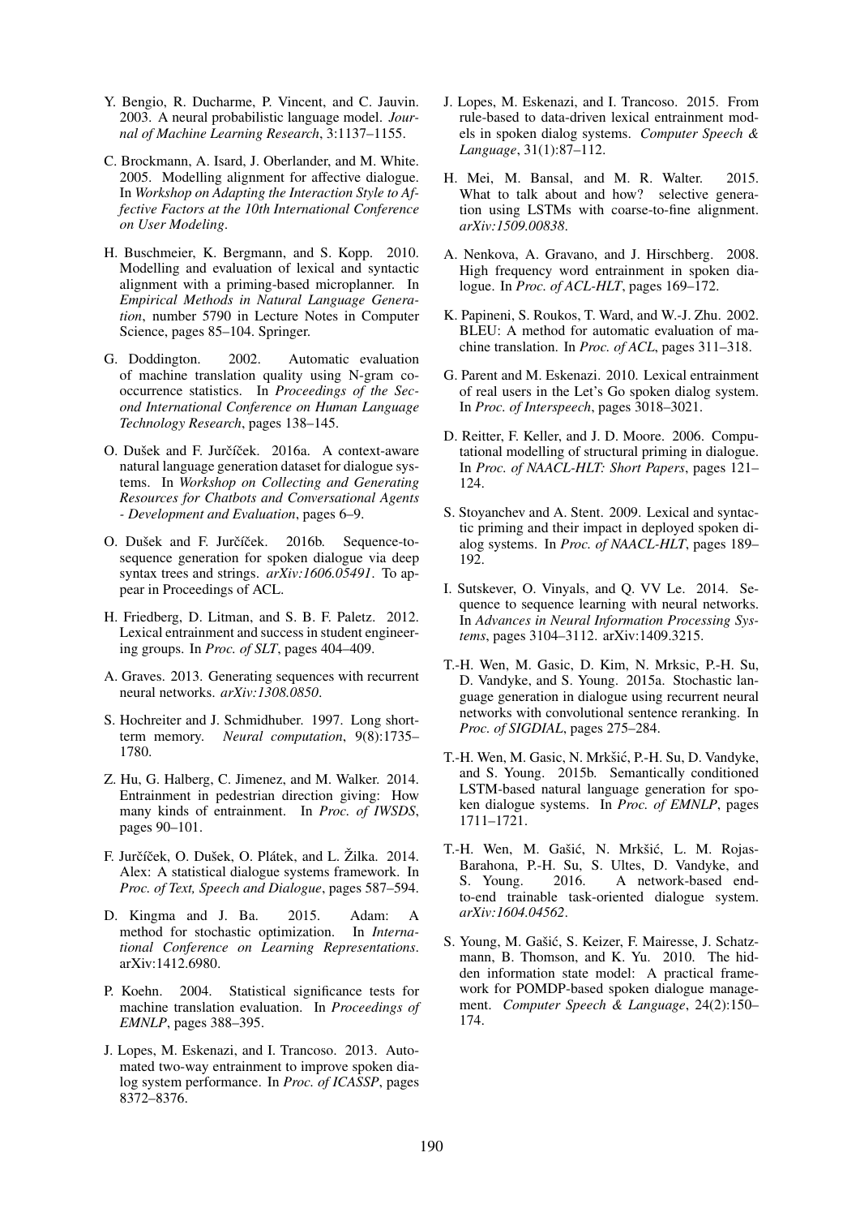Y. Bengio, R. Ducharme, P. Vincent, and C. Jauvin. 2003. A neural probabilistic language model. *Journal of Machine Learning Research*, 3:1137–1155.

C. Brockmann, A. Isard, J. Oberlander, and M. White. 2005. Modelling alignment for affective dialogue. In *Workshop on Adapting the Interaction Style to Affective Factors at the 10th International Conference on User Modeling*.

H. Buschmeier, K. Bergmann, and S. Kopp. 2010. Modelling and evaluation of lexical and syntactic alignment with a priming-based microplanner. In *Empirical Methods in Natural Language Generation*, number 5790 in Lecture Notes in Computer Science, pages 85–104. Springer.

G. Doddington. 2002. Automatic evaluation of machine translation quality using N-gram co-occurrence statistics. In *Proceedings of the Second International Conference on Human Language Technology Research*, pages 138–145.

O. Dušek and F. Jurčíček. 2016a. A context-aware natural language generation dataset for dialogue systems. In *Workshop on Collecting and Generating Resources for Chatbots and Conversational Agents - Development and Evaluation*, pages 6–9.

O. Dušek and F. Jurčíček. 2016b. Sequence-to-sequence generation for spoken dialogue via deep syntax trees and strings. *arXiv:1606.05491*. To appear in Proceedings of ACL.

H. Friedberg, D. Litman, and S. B. F. Paletz. 2012. Lexical entrainment and success in student engineering groups. In *Proc. of SLT*, pages 404–409.

A. Graves. 2013. Generating sequences with recurrent neural networks. *arXiv:1308.0850*.

S. Hochreiter and J. Schmidhuber. 1997. Long short-term memory. *Neural computation*, 9(8):1735–1780.

Z. Hu, G. Halberg, C. Jimenez, and M. Walker. 2014. Entrainment in pedestrian direction giving: How many kinds of entrainment. In *Proc. of IWSDS*, pages 90–101.

F. Jurčíček, O. Dušek, O. Plátek, and L. Žilka. 2014. Alex: A statistical dialogue systems framework. In *Proc. of Text, Speech and Dialogue*, pages 587–594.

D. Kingma and J. Ba. 2015. Adam: A method for stochastic optimization. In *International Conference on Learning Representations*. arXiv:1412.6980.

P. Koehn. 2004. Statistical significance tests for machine translation evaluation. In *Proceedings of EMNLP*, pages 388–395.

J. Lopes, M. Eskenazi, and I. Trancoso. 2013. Automated two-way entrainment to improve spoken dialog system performance. In *Proc. of ICASSP*, pages 8372–8376.

J. Lopes, M. Eskenazi, and I. Trancoso. 2015. From rule-based to data-driven lexical entrainment models in spoken dialog systems. *Computer Speech & Language*, 31(1):87–112.

H. Mei, M. Bansal, and M. R. Walter. 2015. What to talk about and how? selective generation using LSTMs with coarse-to-fine alignment. *arXiv:1509.00838*.

A. Nenkova, A. Gravano, and J. Hirschberg. 2008. High frequency word entrainment in spoken dialogue. In *Proc. of ACL-HLT*, pages 169–172.

K. Papineni, S. Roukos, T. Ward, and W.-J. Zhu. 2002. BLEU: A method for automatic evaluation of machine translation. In *Proc. of ACL*, pages 311–318.

G. Parent and M. Eskenazi. 2010. Lexical entrainment of real users in the Let's Go spoken dialog system. In *Proc. of Interspeech*, pages 3018–3021.

D. Reitter, F. Keller, and J. D. Moore. 2006. Computational modelling of structural priming in dialogue. In *Proc. of NAACL-HLT: Short Papers*, pages 121–124.

S. Stoyanchev and A. Stent. 2009. Lexical and syntactic priming and their impact in deployed spoken dialog systems. In *Proc. of NAACL-HLT*, pages 189–192.

I. Sutskever, O. Vinyals, and Q. VV Le. 2014. Sequence to sequence learning with neural networks. In *Advances in Neural Information Processing Systems*, pages 3104–3112. arXiv:1409.3215.

T.-H. Wen, M. Gasic, D. Kim, N. Mrksic, P.-H. Su, D. Vandyke, and S. Young. 2015a. Stochastic language generation in dialogue using recurrent neural networks with convolutional sentence reranking. In *Proc. of SIGDIAL*, pages 275–284.

T.-H. Wen, M. Gasic, N. Mrkšić, P.-H. Su, D. Vandyke, and S. Young. 2015b. Semantically conditioned LSTM-based natural language generation for spoken dialogue systems. In *Proc. of EMNLP*, pages 1711–1721.

T.-H. Wen, M. Gašić, N. Mrkšić, L. M. Rojas-Barahona, P.-H. Su, S. Ultes, D. Vandyke, and S. Young. 2016. A network-based end-to-end trainable task-oriented dialogue system. *arXiv:1604.04562*.

S. Young, M. Gašić, S. Keizer, F. Mairesse, J. Schatzmann, B. Thomson, and K. Yu. 2010. The hidden information state model: A practical framework for POMDP-based spoken dialogue management. *Computer Speech & Language*, 24(2):150–174.